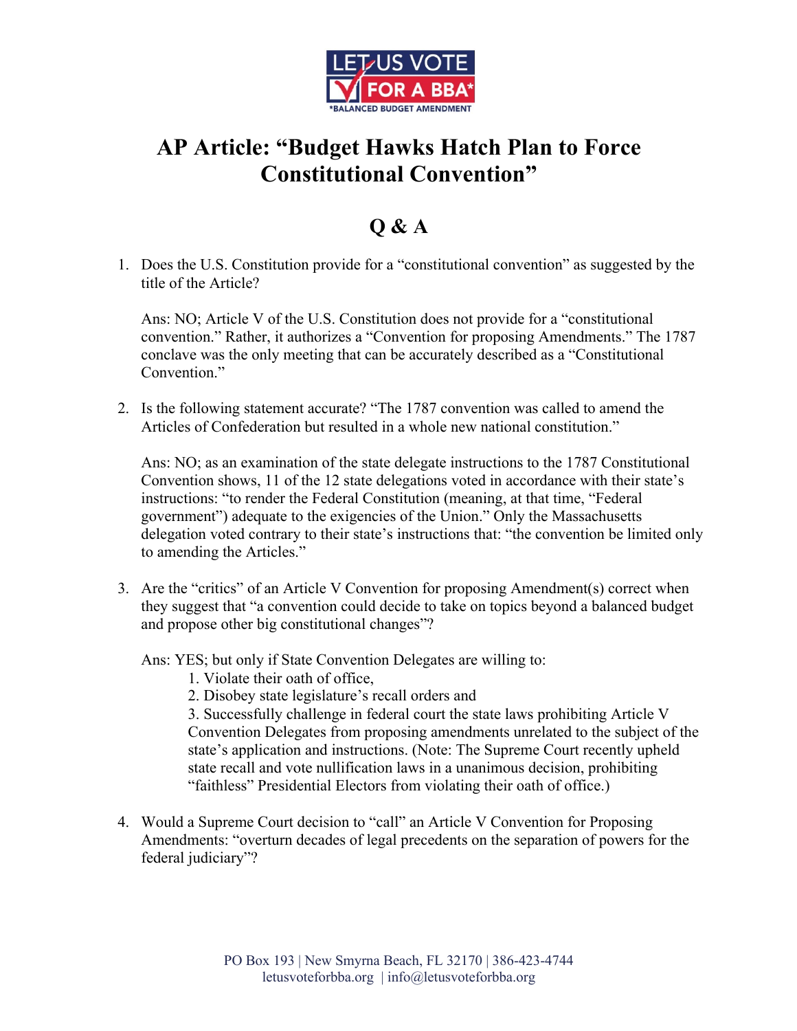# AP Article: "Budget Hawks Hatch Plan to Force Constitutional Convention"

## Q & A

1. Does the U.S. Constitution provide for a "constitutional convention" as suggested by the title of the Article?

   Ans: NO; Article V of the U.S. Constitution does not provide for a "constitutional convention." Rather, it authorizes a "Convention for proposing Amendments." The 1787 conclave was the only meeting that can be accurately described as a "Constitutional Convention."

2. Is the following statement accurate? "The 1787 convention was called to amend the Articles of Confederation but resulted in a whole new national constitution."

   Ans: NO; as an examination of the state delegate instructions to the 1787 Constitutional Convention shows, 11 of the 12 state delegations voted in accordance with their state's instructions: "to render the Federal Constitution (meaning, at that time, "Federal government") adequate to the exigencies of the Union." Only the Massachusetts delegation voted contrary to their state's instructions that: "the convention be limited only to amending the Articles."

3. Are the "critics" of an Article V Convention for proposing Amendment(s) correct when they suggest that "a convention could decide to take on topics beyond a balanced budget and propose other big constitutional changes"?

   Ans: YES; but only if State Convention Delegates are willing to:

   1. Violate their oath of office,
   2. Disobey state legislature's recall orders and
   3. Successfully challenge in federal court the state laws prohibiting Article V Convention Delegates from proposing amendments unrelated to the subject of the state's application and instructions. (Note: The Supreme Court recently upheld state recall and vote nullification laws in a unanimous decision, prohibiting "faithless" Presidential Electors from violating their oath of office.)

4. Would a Supreme Court decision to "call" an Article V Convention for Proposing Amendments: "overturn decades of legal precedents on the separation of powers for the federal judiciary"?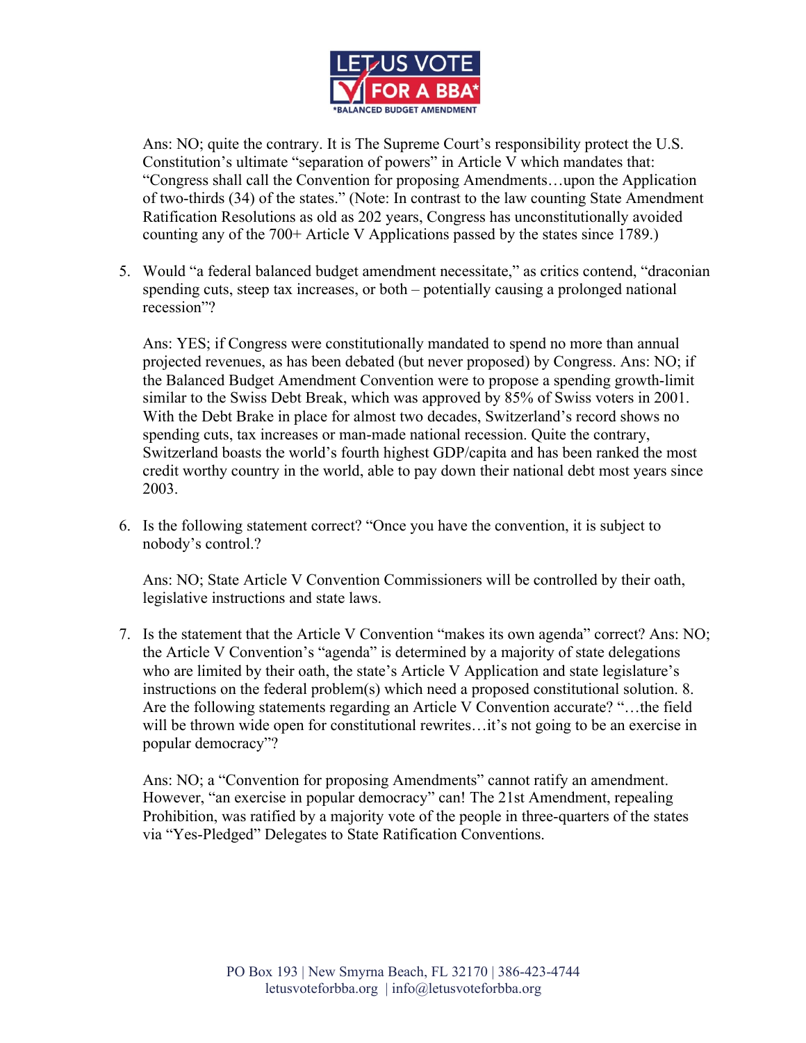Ans: NO; quite the contrary. It is The Supreme Court's responsibility protect the U.S. Constitution's ultimate "separation of powers" in Article V which mandates that: "Congress shall call the Convention for proposing Amendments…upon the Application of two-thirds (34) of the states." (Note: In contrast to the law counting State Amendment Ratification Resolutions as old as 202 years, Congress has unconstitutionally avoided counting any of the 700+ Article V Applications passed by the states since 1789.)

5. Would "a federal balanced budget amendment necessitate," as critics contend, "draconian spending cuts, steep tax increases, or both – potentially causing a prolonged national recession"?

   Ans: YES; if Congress were constitutionally mandated to spend no more than annual projected revenues, as has been debated (but never proposed) by Congress. Ans: NO; if the Balanced Budget Amendment Convention were to propose a spending growth-limit similar to the Swiss Debt Break, which was approved by 85% of Swiss voters in 2001. With the Debt Brake in place for almost two decades, Switzerland's record shows no spending cuts, tax increases or man-made national recession. Quite the contrary, Switzerland boasts the world's fourth highest GDP/capita and has been ranked the most credit worthy country in the world, able to pay down their national debt most years since 2003.

6. Is the following statement correct? "Once you have the convention, it is subject to nobody's control.?

   Ans: NO; State Article V Convention Commissioners will be controlled by their oath, legislative instructions and state laws.

7. Is the statement that the Article V Convention "makes its own agenda" correct? Ans: NO; the Article V Convention's "agenda" is determined by a majority of state delegations who are limited by their oath, the state's Article V Application and state legislature's instructions on the federal problem(s) which need a proposed constitutional solution. 8. Are the following statements regarding an Article V Convention accurate? "…the field will be thrown wide open for constitutional rewrites…it's not going to be an exercise in popular democracy"?

   Ans: NO; a "Convention for proposing Amendments" cannot ratify an amendment. However, "an exercise in popular democracy" can! The 21st Amendment, repealing Prohibition, was ratified by a majority vote of the people in three-quarters of the states via "Yes-Pledged" Delegates to State Ratification Conventions.